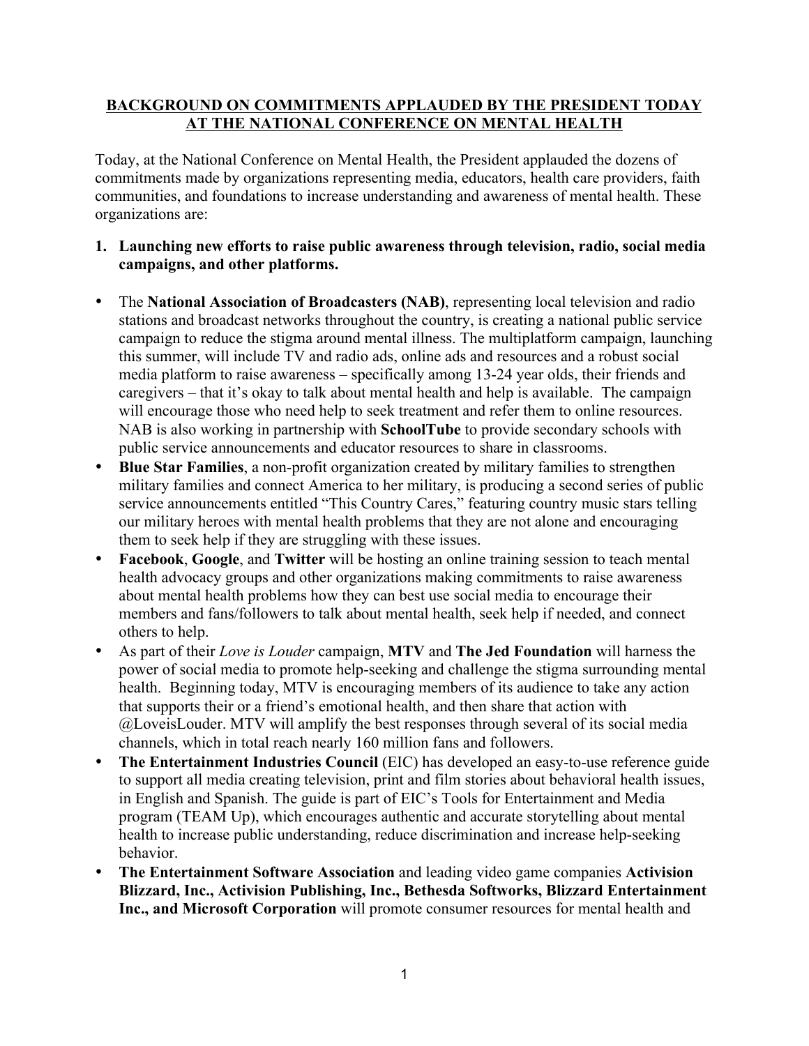**BACKGROUND ON COMMITMENTS APPLAUDED BY THE PRESIDENT TODAY AT THE NATIONAL CONFERENCE ON MENTAL HEALTH**

Today, at the National Conference on Mental Health, the President applauded the dozens of commitments made by organizations representing media, educators, health care providers, faith communities, and foundations to increase understanding and awareness of mental health. These organizations are:

1. **Launching new efforts to raise public awareness through television, radio, social media campaigns, and other platforms.**

- The **National Association of Broadcasters (NAB)**, representing local television and radio stations and broadcast networks throughout the country, is creating a national public service campaign to reduce the stigma around mental illness. The multiplatform campaign, launching this summer, will include TV and radio ads, online ads and resources and a robust social media platform to raise awareness – specifically among 13-24 year olds, their friends and caregivers – that it's okay to talk about mental health and help is available. The campaign will encourage those who need help to seek treatment and refer them to online resources. NAB is also working in partnership with **SchoolTube** to provide secondary schools with public service announcements and educator resources to share in classrooms.
- **Blue Star Families**, a non-profit organization created by military families to strengthen military families and connect America to her military, is producing a second series of public service announcements entitled "This Country Cares," featuring country music stars telling our military heroes with mental health problems that they are not alone and encouraging them to seek help if they are struggling with these issues.
- **Facebook**, **Google**, and **Twitter** will be hosting an online training session to teach mental health advocacy groups and other organizations making commitments to raise awareness about mental health problems how they can best use social media to encourage their members and fans/followers to talk about mental health, seek help if needed, and connect others to help.
- As part of their *Love is Louder* campaign, **MTV** and **The Jed Foundation** will harness the power of social media to promote help-seeking and challenge the stigma surrounding mental health. Beginning today, MTV is encouraging members of its audience to take any action that supports their or a friend's emotional health, and then share that action with @LoveisLouder. MTV will amplify the best responses through several of its social media channels, which in total reach nearly 160 million fans and followers.
- **The Entertainment Industries Council** (EIC) has developed an easy-to-use reference guide to support all media creating television, print and film stories about behavioral health issues, in English and Spanish. The guide is part of EIC's Tools for Entertainment and Media program (TEAM Up), which encourages authentic and accurate storytelling about mental health to increase public understanding, reduce discrimination and increase help-seeking behavior.
- **The Entertainment Software Association** and leading video game companies **Activision Blizzard, Inc., Activision Publishing, Inc., Bethesda Softworks, Blizzard Entertainment Inc., and Microsoft Corporation** will promote consumer resources for mental health and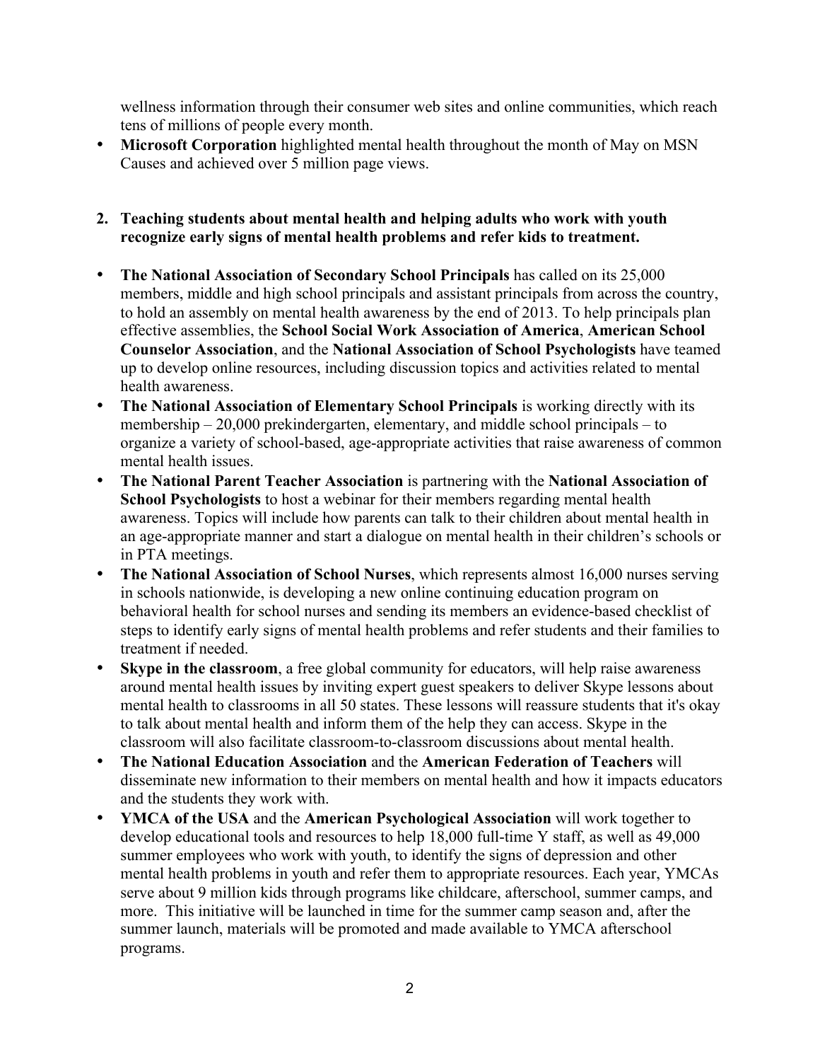wellness information through their consumer web sites and online communities, which reach tens of millions of people every month.

- **Microsoft Corporation** highlighted mental health throughout the month of May on MSN Causes and achieved over 5 million page views.

2. **Teaching students about mental health and helping adults who work with youth recognize early signs of mental health problems and refer kids to treatment.**

- **The National Association of Secondary School Principals** has called on its 25,000 members, middle and high school principals and assistant principals from across the country, to hold an assembly on mental health awareness by the end of 2013. To help principals plan effective assemblies, the **School Social Work Association of America**, **American School Counselor Association**, and the **National Association of School Psychologists** have teamed up to develop online resources, including discussion topics and activities related to mental health awareness.
- **The National Association of Elementary School Principals** is working directly with its membership – 20,000 prekindergarten, elementary, and middle school principals – to organize a variety of school-based, age-appropriate activities that raise awareness of common mental health issues.
- **The National Parent Teacher Association** is partnering with the **National Association of School Psychologists** to host a webinar for their members regarding mental health awareness. Topics will include how parents can talk to their children about mental health in an age-appropriate manner and start a dialogue on mental health in their children's schools or in PTA meetings.
- **The National Association of School Nurses**, which represents almost 16,000 nurses serving in schools nationwide, is developing a new online continuing education program on behavioral health for school nurses and sending its members an evidence-based checklist of steps to identify early signs of mental health problems and refer students and their families to treatment if needed.
- **Skype in the classroom**, a free global community for educators, will help raise awareness around mental health issues by inviting expert guest speakers to deliver Skype lessons about mental health to classrooms in all 50 states. These lessons will reassure students that it's okay to talk about mental health and inform them of the help they can access. Skype in the classroom will also facilitate classroom-to-classroom discussions about mental health.
- **The National Education Association** and the **American Federation of Teachers** will disseminate new information to their members on mental health and how it impacts educators and the students they work with.
- **YMCA of the USA** and the **American Psychological Association** will work together to develop educational tools and resources to help 18,000 full-time Y staff, as well as 49,000 summer employees who work with youth, to identify the signs of depression and other mental health problems in youth and refer them to appropriate resources. Each year, YMCAs serve about 9 million kids through programs like childcare, afterschool, summer camps, and more. This initiative will be launched in time for the summer camp season and, after the summer launch, materials will be promoted and made available to YMCA afterschool programs.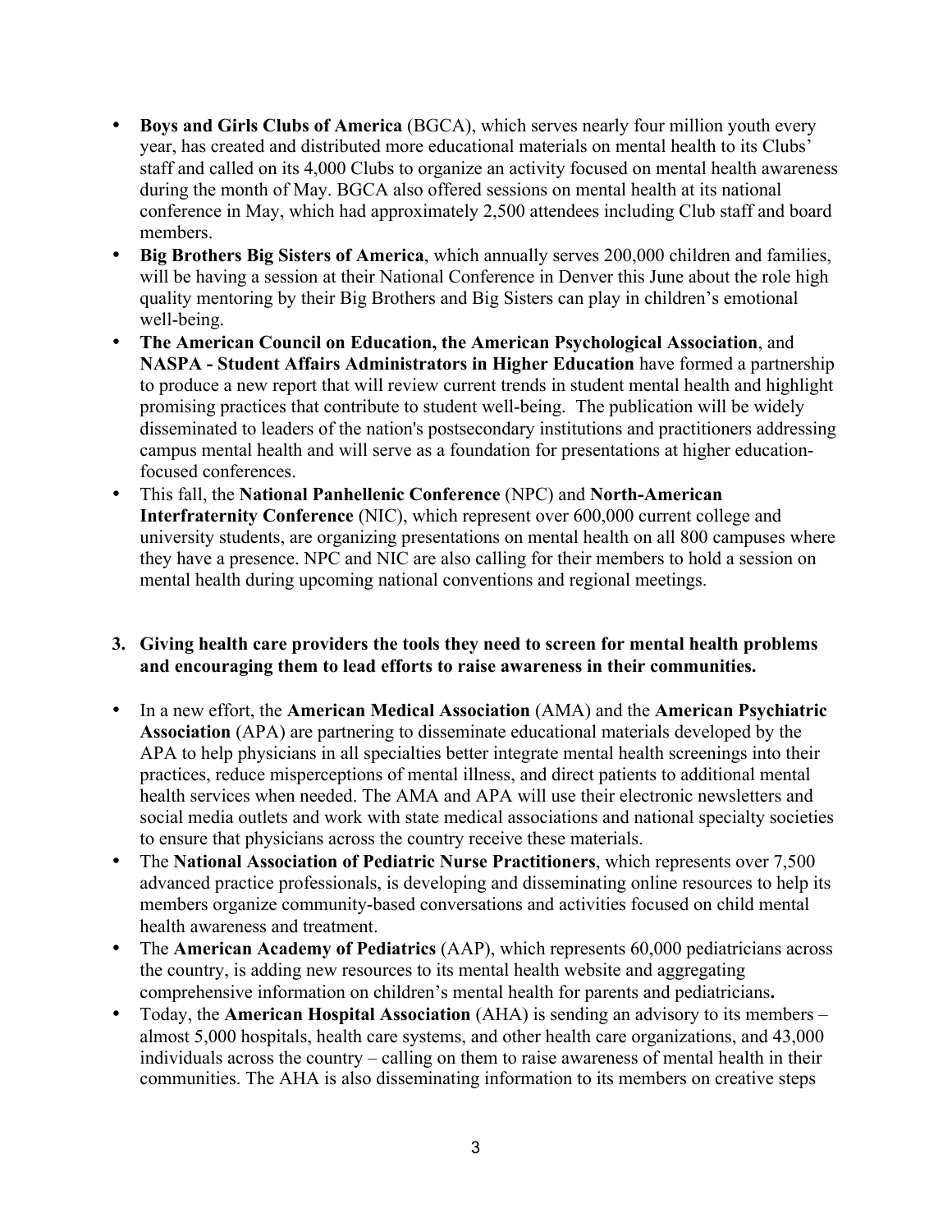- **Boys and Girls Clubs of America** (BGCA), which serves nearly four million youth every year, has created and distributed more educational materials on mental health to its Clubs' staff and called on its 4,000 Clubs to organize an activity focused on mental health awareness during the month of May. BGCA also offered sessions on mental health at its national conference in May, which had approximately 2,500 attendees including Club staff and board members.
- **Big Brothers Big Sisters of America**, which annually serves 200,000 children and families, will be having a session at their National Conference in Denver this June about the role high quality mentoring by their Big Brothers and Big Sisters can play in children's emotional well-being.
- **The American Council on Education, the American Psychological Association**, and **NASPA - Student Affairs Administrators in Higher Education** have formed a partnership to produce a new report that will review current trends in student mental health and highlight promising practices that contribute to student well-being. The publication will be widely disseminated to leaders of the nation's postsecondary institutions and practitioners addressing campus mental health and will serve as a foundation for presentations at higher education-focused conferences.
- This fall, the **National Panhellenic Conference** (NPC) and **North-American Interfraternity Conference** (NIC), which represent over 600,000 current college and university students, are organizing presentations on mental health on all 800 campuses where they have a presence. NPC and NIC are also calling for their members to hold a session on mental health during upcoming national conventions and regional meetings.

**3. Giving health care providers the tools they need to screen for mental health problems and encouraging them to lead efforts to raise awareness in their communities.**

- In a new effort, the **American Medical Association** (AMA) and the **American Psychiatric Association** (APA) are partnering to disseminate educational materials developed by the APA to help physicians in all specialties better integrate mental health screenings into their practices, reduce misperceptions of mental illness, and direct patients to additional mental health services when needed. The AMA and APA will use their electronic newsletters and social media outlets and work with state medical associations and national specialty societies to ensure that physicians across the country receive these materials.
- The **National Association of Pediatric Nurse Practitioners**, which represents over 7,500 advanced practice professionals, is developing and disseminating online resources to help its members organize community-based conversations and activities focused on child mental health awareness and treatment.
- The **American Academy of Pediatrics** (AAP), which represents 60,000 pediatricians across the country, is adding new resources to its mental health website and aggregating comprehensive information on children's mental health for parents and pediatricians**.**
- Today, the **American Hospital Association** (AHA) is sending an advisory to its members – almost 5,000 hospitals, health care systems, and other health care organizations, and 43,000 individuals across the country – calling on them to raise awareness of mental health in their communities. The AHA is also disseminating information to its members on creative steps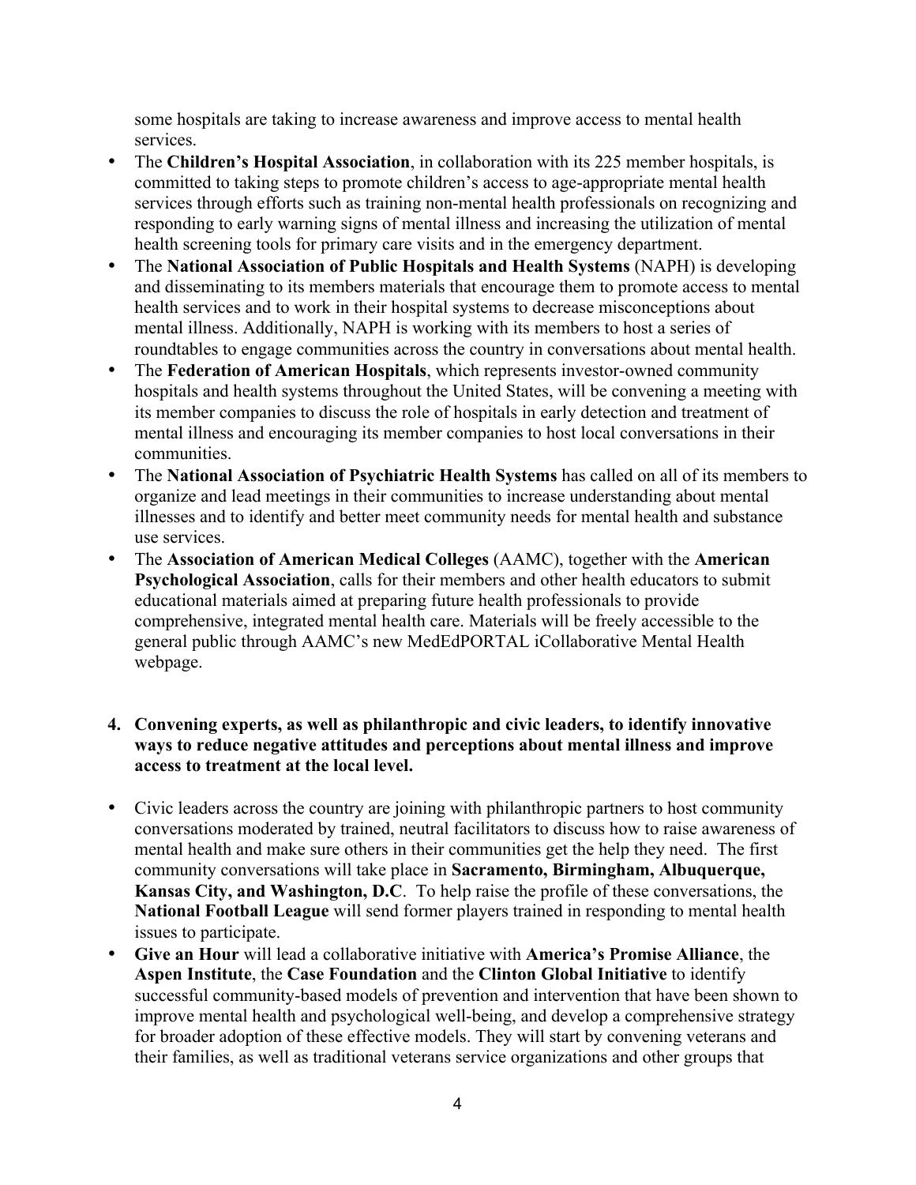some hospitals are taking to increase awareness and improve access to mental health services.

- The **Children's Hospital Association**, in collaboration with its 225 member hospitals, is committed to taking steps to promote children's access to age-appropriate mental health services through efforts such as training non-mental health professionals on recognizing and responding to early warning signs of mental illness and increasing the utilization of mental health screening tools for primary care visits and in the emergency department.
- The **National Association of Public Hospitals and Health Systems** (NAPH) is developing and disseminating to its members materials that encourage them to promote access to mental health services and to work in their hospital systems to decrease misconceptions about mental illness. Additionally, NAPH is working with its members to host a series of roundtables to engage communities across the country in conversations about mental health.
- The **Federation of American Hospitals**, which represents investor-owned community hospitals and health systems throughout the United States, will be convening a meeting with its member companies to discuss the role of hospitals in early detection and treatment of mental illness and encouraging its member companies to host local conversations in their communities.
- The **National Association of Psychiatric Health Systems** has called on all of its members to organize and lead meetings in their communities to increase understanding about mental illnesses and to identify and better meet community needs for mental health and substance use services.
- The **Association of American Medical Colleges** (AAMC), together with the **American Psychological Association**, calls for their members and other health educators to submit educational materials aimed at preparing future health professionals to provide comprehensive, integrated mental health care. Materials will be freely accessible to the general public through AAMC's new MedEdPORTAL iCollaborative Mental Health webpage.

4. **Convening experts, as well as philanthropic and civic leaders, to identify innovative ways to reduce negative attitudes and perceptions about mental illness and improve access to treatment at the local level.**

- Civic leaders across the country are joining with philanthropic partners to host community conversations moderated by trained, neutral facilitators to discuss how to raise awareness of mental health and make sure others in their communities get the help they need. The first community conversations will take place in **Sacramento, Birmingham, Albuquerque, Kansas City, and Washington, D.C**. To help raise the profile of these conversations, the **National Football League** will send former players trained in responding to mental health issues to participate.
- **Give an Hour** will lead a collaborative initiative with **America's Promise Alliance**, the **Aspen Institute**, the **Case Foundation** and the **Clinton Global Initiative** to identify successful community-based models of prevention and intervention that have been shown to improve mental health and psychological well-being, and develop a comprehensive strategy for broader adoption of these effective models. They will start by convening veterans and their families, as well as traditional veterans service organizations and other groups that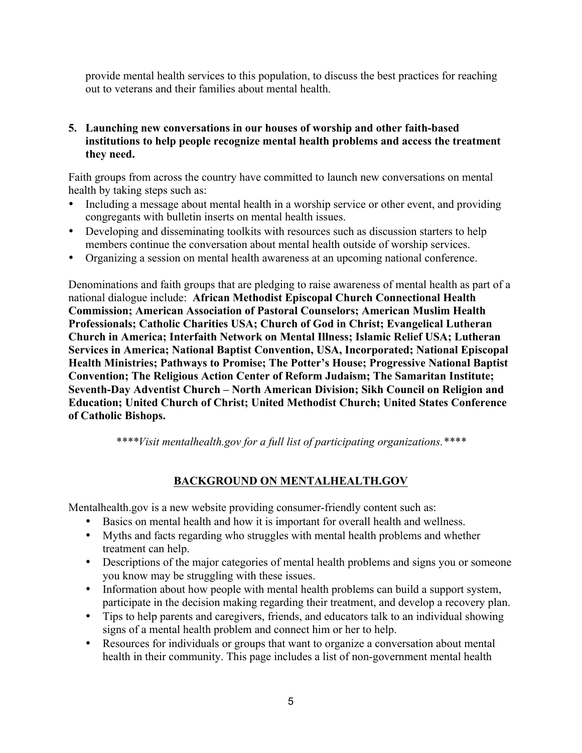provide mental health services to this population, to discuss the best practices for reaching out to veterans and their families about mental health.

5. **Launching new conversations in our houses of worship and other faith-based institutions to help people recognize mental health problems and access the treatment they need.**

Faith groups from across the country have committed to launch new conversations on mental health by taking steps such as:

- Including a message about mental health in a worship service or other event, and providing congregants with bulletin inserts on mental health issues.
- Developing and disseminating toolkits with resources such as discussion starters to help members continue the conversation about mental health outside of worship services.
- Organizing a session on mental health awareness at an upcoming national conference.

Denominations and faith groups that are pledging to raise awareness of mental health as part of a national dialogue include: **African Methodist Episcopal Church Connectional Health Commission; American Association of Pastoral Counselors; American Muslim Health Professionals; Catholic Charities USA; Church of God in Christ; Evangelical Lutheran Church in America; Interfaith Network on Mental Illness; Islamic Relief USA; Lutheran Services in America; National Baptist Convention, USA, Incorporated; National Episcopal Health Ministries; Pathways to Promise; The Potter's House; Progressive National Baptist Convention; The Religious Action Center of Reform Judaism; The Samaritan Institute; Seventh-Day Adventist Church – North American Division; Sikh Council on Religion and Education; United Church of Christ; United Methodist Church; United States Conference of Catholic Bishops.**

*\*\*\*\*Visit mentalhealth.gov for a full list of participating organizations.\*\*\*\**

## BACKGROUND ON MENTALHEALTH.GOV

Mentalhealth.gov is a new website providing consumer-friendly content such as:

- Basics on mental health and how it is important for overall health and wellness.
- Myths and facts regarding who struggles with mental health problems and whether treatment can help.
- Descriptions of the major categories of mental health problems and signs you or someone you know may be struggling with these issues.
- Information about how people with mental health problems can build a support system, participate in the decision making regarding their treatment, and develop a recovery plan.
- Tips to help parents and caregivers, friends, and educators talk to an individual showing signs of a mental health problem and connect him or her to help.
- Resources for individuals or groups that want to organize a conversation about mental health in their community. This page includes a list of non-government mental health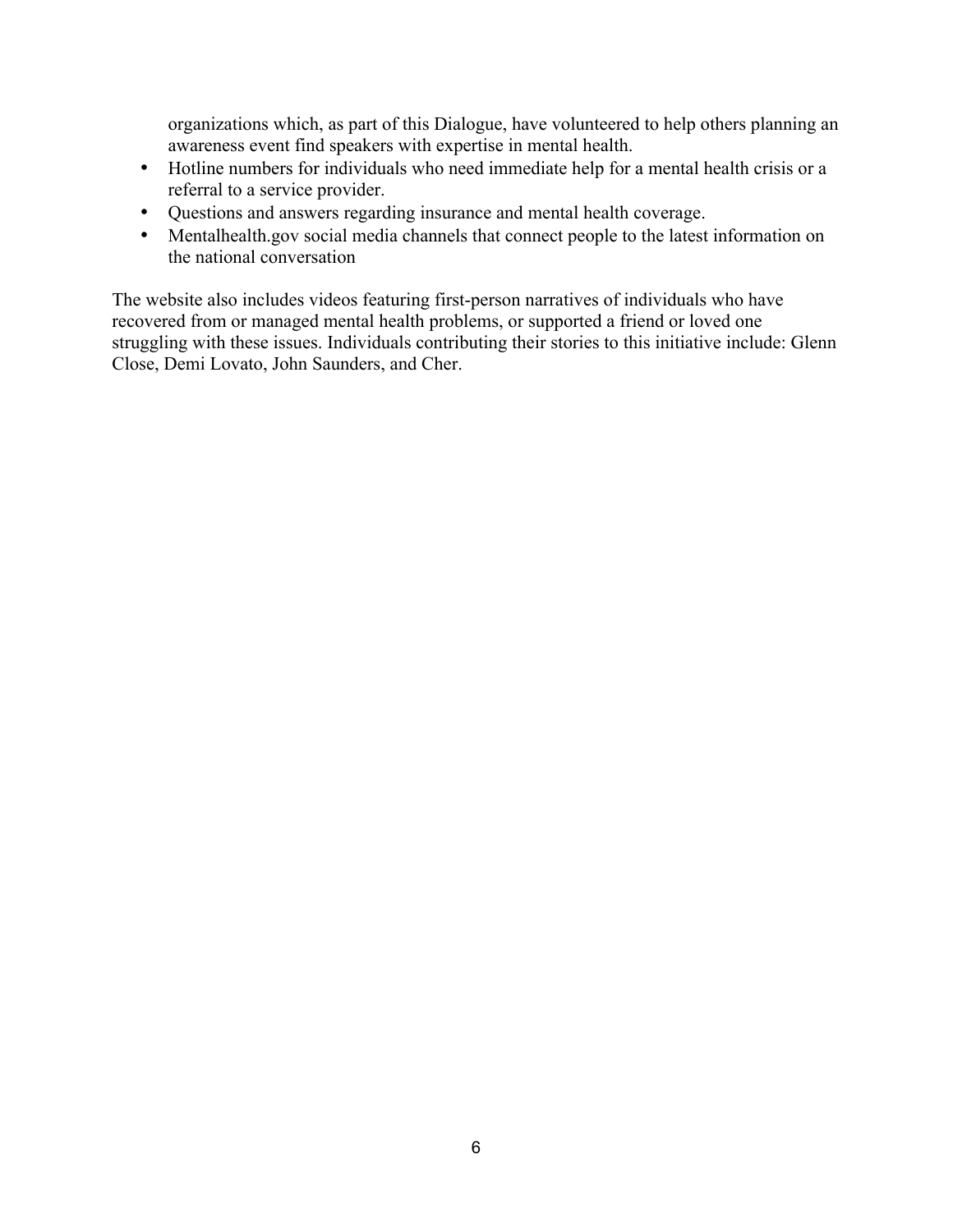organizations which, as part of this Dialogue, have volunteered to help others planning an awareness event find speakers with expertise in mental health.

- Hotline numbers for individuals who need immediate help for a mental health crisis or a referral to a service provider.
- Questions and answers regarding insurance and mental health coverage.
- Mentalhealth.gov social media channels that connect people to the latest information on the national conversation

The website also includes videos featuring first-person narratives of individuals who have recovered from or managed mental health problems, or supported a friend or loved one struggling with these issues. Individuals contributing their stories to this initiative include: Glenn Close, Demi Lovato, John Saunders, and Cher.